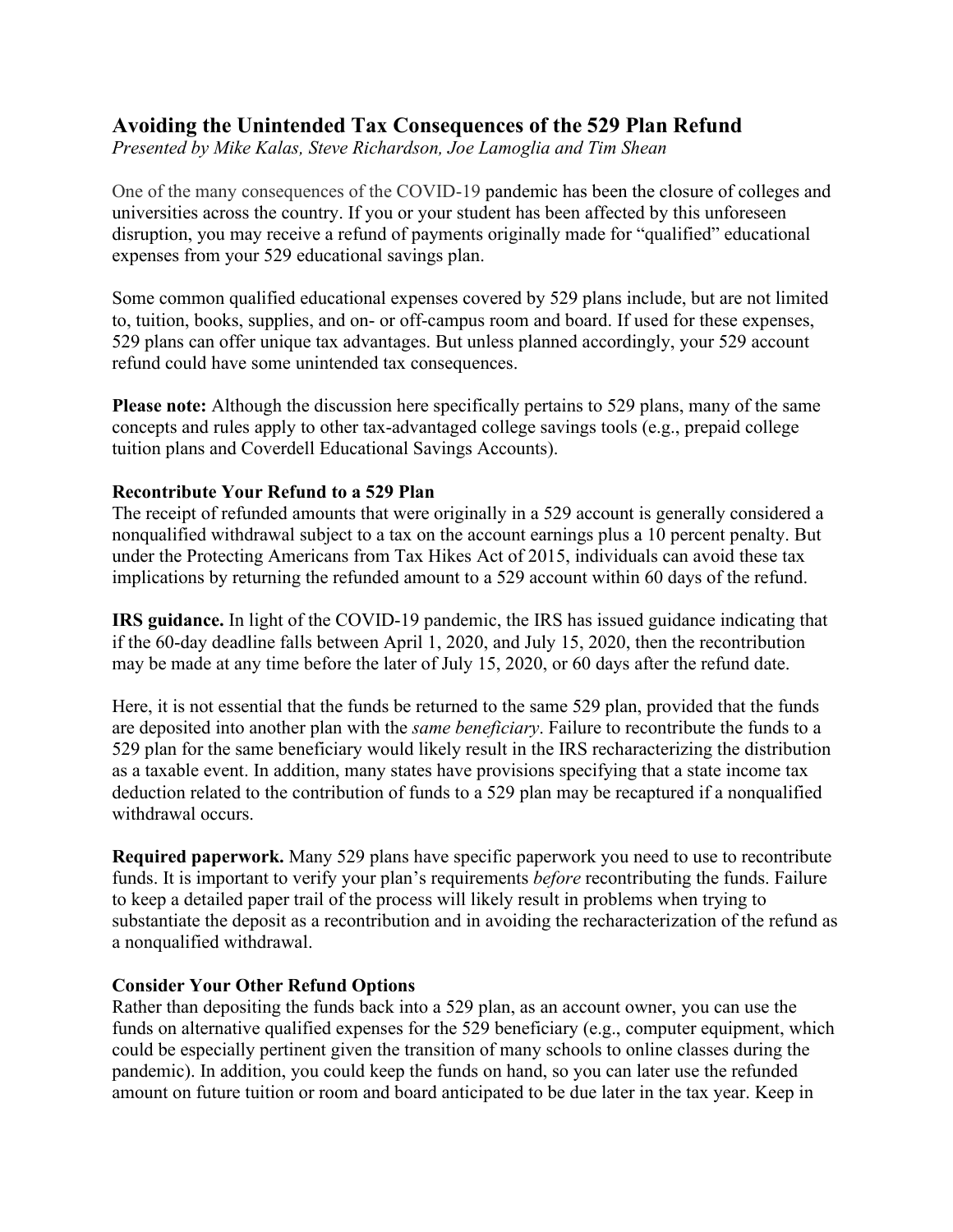## Avoiding the Unintended Tax Consequences of the 529 Plan Refund

*Presented by Mike Kalas, Steve Richardson, Joe Lamoglia and Tim Shean*

One of the many consequences of the COVID-19 pandemic has been the closure of colleges and universities across the country. If you or your student has been affected by this unforeseen disruption, you may receive a refund of payments originally made for "qualified" educational expenses from your 529 educational savings plan.

Some common qualified educational expenses covered by 529 plans include, but are not limited to, tuition, books, supplies, and on- or off-campus room and board. If used for these expenses, 529 plans can offer unique tax advantages. But unless planned accordingly, your 529 account refund could have some unintended tax consequences.

**Please note:** Although the discussion here specifically pertains to 529 plans, many of the same concepts and rules apply to other tax-advantaged college savings tools (e.g., prepaid college tuition plans and Coverdell Educational Savings Accounts).

### Recontribute Your Refund to a 529 Plan

The receipt of refunded amounts that were originally in a 529 account is generally considered a nonqualified withdrawal subject to a tax on the account earnings plus a 10 percent penalty. But under the Protecting Americans from Tax Hikes Act of 2015, individuals can avoid these tax implications by returning the refunded amount to a 529 account within 60 days of the refund.

**IRS guidance.** In light of the COVID-19 pandemic, the IRS has issued guidance indicating that if the 60-day deadline falls between April 1, 2020, and July 15, 2020, then the recontribution may be made at any time before the later of July 15, 2020, or 60 days after the refund date.

Here, it is not essential that the funds be returned to the same 529 plan, provided that the funds are deposited into another plan with the *same beneficiary*. Failure to recontribute the funds to a 529 plan for the same beneficiary would likely result in the IRS recharacterizing the distribution as a taxable event. In addition, many states have provisions specifying that a state income tax deduction related to the contribution of funds to a 529 plan may be recaptured if a nonqualified withdrawal occurs.

**Required paperwork.** Many 529 plans have specific paperwork you need to use to recontribute funds. It is important to verify your plan's requirements *before* recontributing the funds. Failure to keep a detailed paper trail of the process will likely result in problems when trying to substantiate the deposit as a recontribution and in avoiding the recharacterization of the refund as a nonqualified withdrawal.

### Consider Your Other Refund Options

Rather than depositing the funds back into a 529 plan, as an account owner, you can use the funds on alternative qualified expenses for the 529 beneficiary (e.g., computer equipment, which could be especially pertinent given the transition of many schools to online classes during the pandemic). In addition, you could keep the funds on hand, so you can later use the refunded amount on future tuition or room and board anticipated to be due later in the tax year. Keep in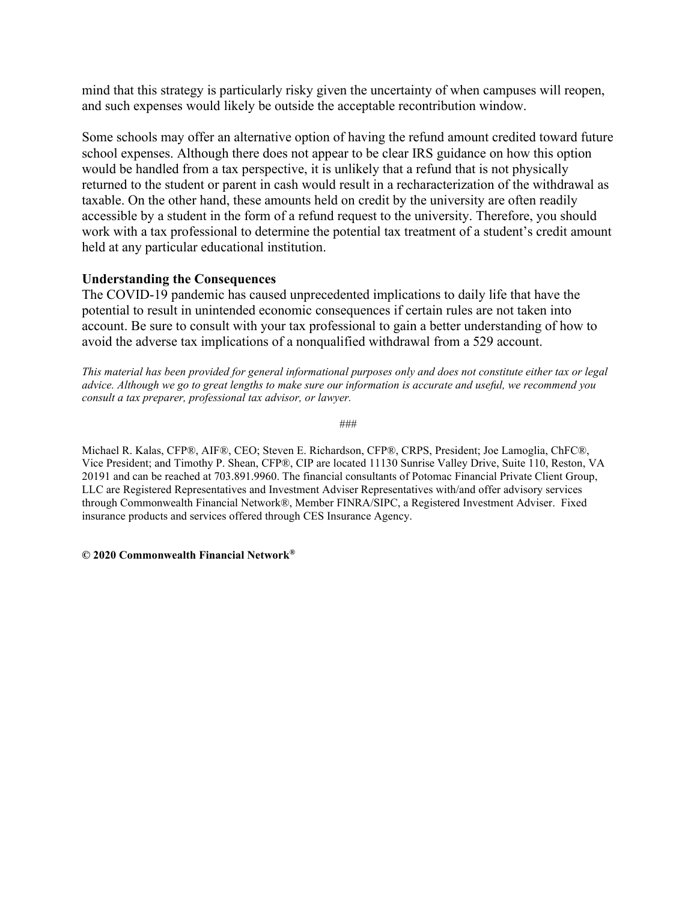mind that this strategy is particularly risky given the uncertainty of when campuses will reopen, and such expenses would likely be outside the acceptable recontribution window.

Some schools may offer an alternative option of having the refund amount credited toward future school expenses. Although there does not appear to be clear IRS guidance on how this option would be handled from a tax perspective, it is unlikely that a refund that is not physically returned to the student or parent in cash would result in a recharacterization of the withdrawal as taxable. On the other hand, these amounts held on credit by the university are often readily accessible by a student in the form of a refund request to the university. Therefore, you should work with a tax professional to determine the potential tax treatment of a student's credit amount held at any particular educational institution.

**Understanding the Consequences**

The COVID-19 pandemic has caused unprecedented implications to daily life that have the potential to result in unintended economic consequences if certain rules are not taken into account. Be sure to consult with your tax professional to gain a better understanding of how to avoid the adverse tax implications of a nonqualified withdrawal from a 529 account.

*This material has been provided for general informational purposes only and does not constitute either tax or legal advice. Although we go to great lengths to make sure our information is accurate and useful, we recommend you consult a tax preparer, professional tax advisor, or lawyer.*

###

Michael R. Kalas, CFP®, AIF®, CEO; Steven E. Richardson, CFP®, CRPS, President; Joe Lamoglia, ChFC®, Vice President; and Timothy P. Shean, CFP®, CIP are located 11130 Sunrise Valley Drive, Suite 110, Reston, VA 20191 and can be reached at 703.891.9960. The financial consultants of Potomac Financial Private Client Group, LLC are Registered Representatives and Investment Adviser Representatives with/and offer advisory services through Commonwealth Financial Network®, Member FINRA/SIPC, a Registered Investment Adviser. Fixed insurance products and services offered through CES Insurance Agency.

**© 2020 Commonwealth Financial Network®**